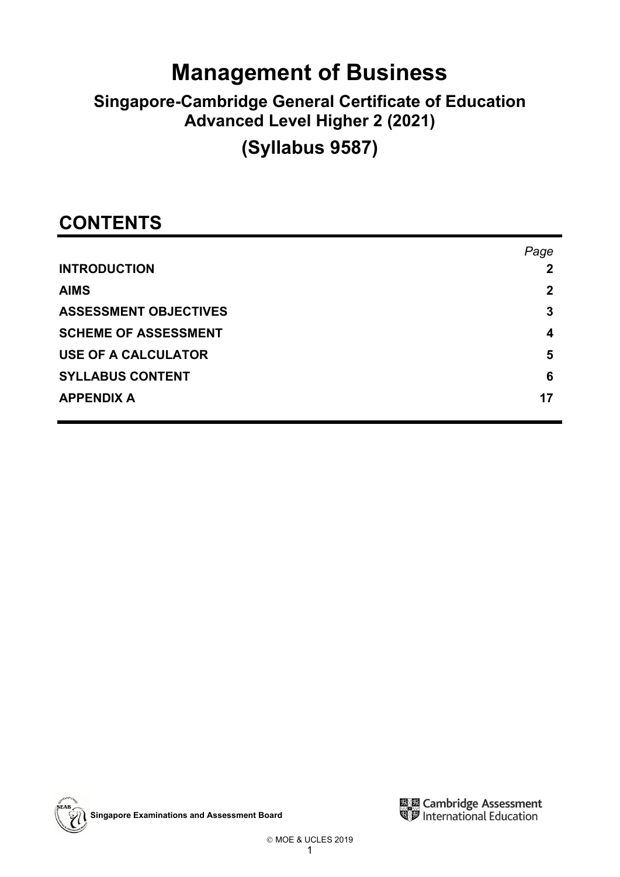# Management of Business

## Singapore-Cambridge General Certificate of Education Advanced Level Higher 2 (2021)

## (Syllabus 9587)

## CONTENTS

| | Page |
|---|---|
| **INTRODUCTION** | **2** |
| **AIMS** | **2** |
| **ASSESSMENT OBJECTIVES** | **3** |
| **SCHEME OF ASSESSMENT** | **4** |
| **USE OF A CALCULATOR** | **5** |
| **SYLLABUS CONTENT** | **6** |
| **APPENDIX A** | **17** |

**Singapore Examinations and Assessment Board**

Cambridge Assessment International Education

© MOE & UCLES 2019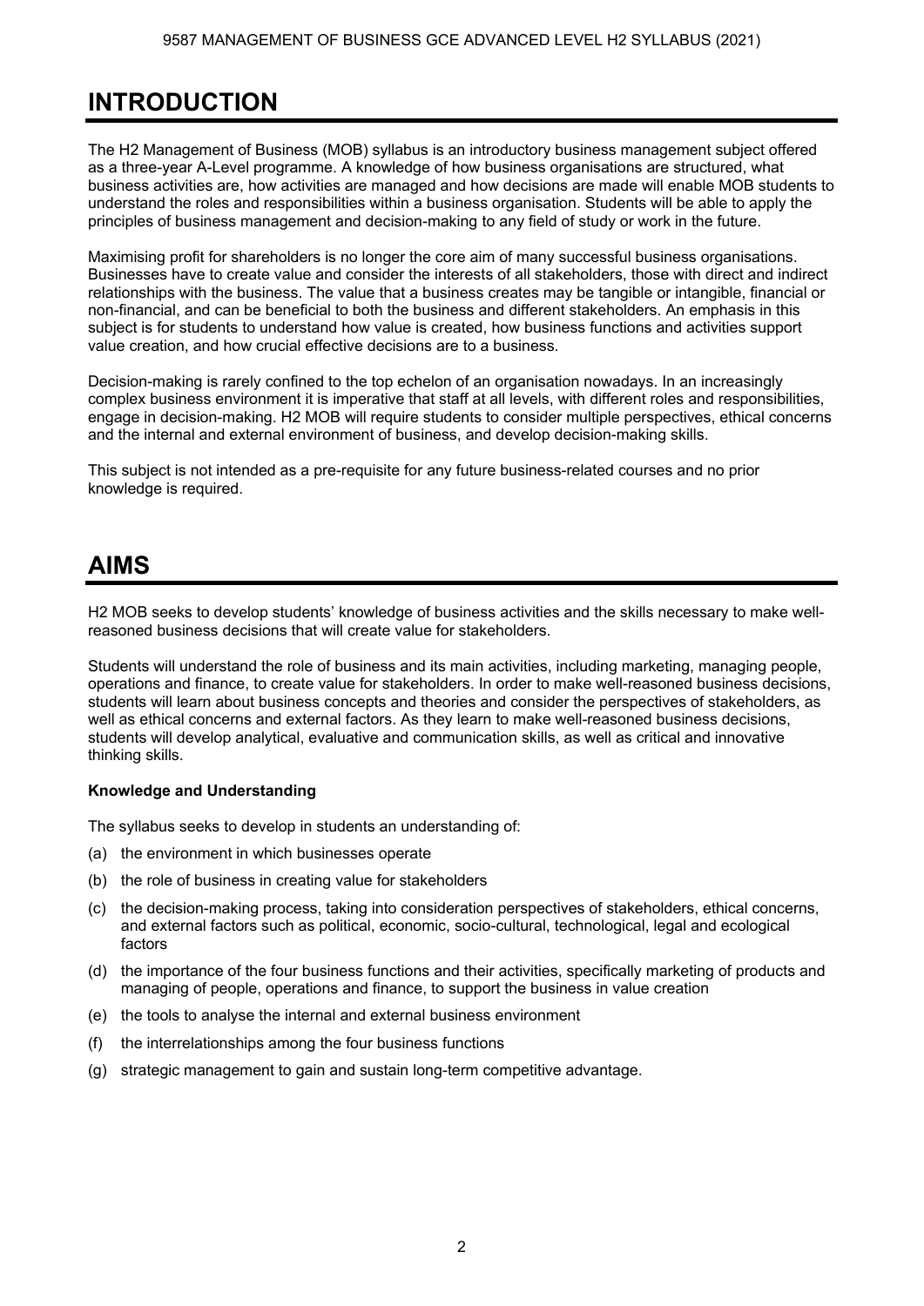# INTRODUCTION

The H2 Management of Business (MOB) syllabus is an introductory business management subject offered as a three-year A-Level programme. A knowledge of how business organisations are structured, what business activities are, how activities are managed and how decisions are made will enable MOB students to understand the roles and responsibilities within a business organisation. Students will be able to apply the principles of business management and decision-making to any field of study or work in the future.

Maximising profit for shareholders is no longer the core aim of many successful business organisations. Businesses have to create value and consider the interests of all stakeholders, those with direct and indirect relationships with the business. The value that a business creates may be tangible or intangible, financial or non-financial, and can be beneficial to both the business and different stakeholders. An emphasis in this subject is for students to understand how value is created, how business functions and activities support value creation, and how crucial effective decisions are to a business.

Decision-making is rarely confined to the top echelon of an organisation nowadays. In an increasingly complex business environment it is imperative that staff at all levels, with different roles and responsibilities, engage in decision-making. H2 MOB will require students to consider multiple perspectives, ethical concerns and the internal and external environment of business, and develop decision-making skills.

This subject is not intended as a pre-requisite for any future business-related courses and no prior knowledge is required.

# AIMS

H2 MOB seeks to develop students' knowledge of business activities and the skills necessary to make well-reasoned business decisions that will create value for stakeholders.

Students will understand the role of business and its main activities, including marketing, managing people, operations and finance, to create value for stakeholders. In order to make well-reasoned business decisions, students will learn about business concepts and theories and consider the perspectives of stakeholders, as well as ethical concerns and external factors. As they learn to make well-reasoned business decisions, students will develop analytical, evaluative and communication skills, as well as critical and innovative thinking skills.

**Knowledge and Understanding**

The syllabus seeks to develop in students an understanding of:

(a) the environment in which businesses operate

(b) the role of business in creating value for stakeholders

(c) the decision-making process, taking into consideration perspectives of stakeholders, ethical concerns, and external factors such as political, economic, socio-cultural, technological, legal and ecological factors

(d) the importance of the four business functions and their activities, specifically marketing of products and managing of people, operations and finance, to support the business in value creation

(e) the tools to analyse the internal and external business environment

(f) the interrelationships among the four business functions

(g) strategic management to gain and sustain long-term competitive advantage.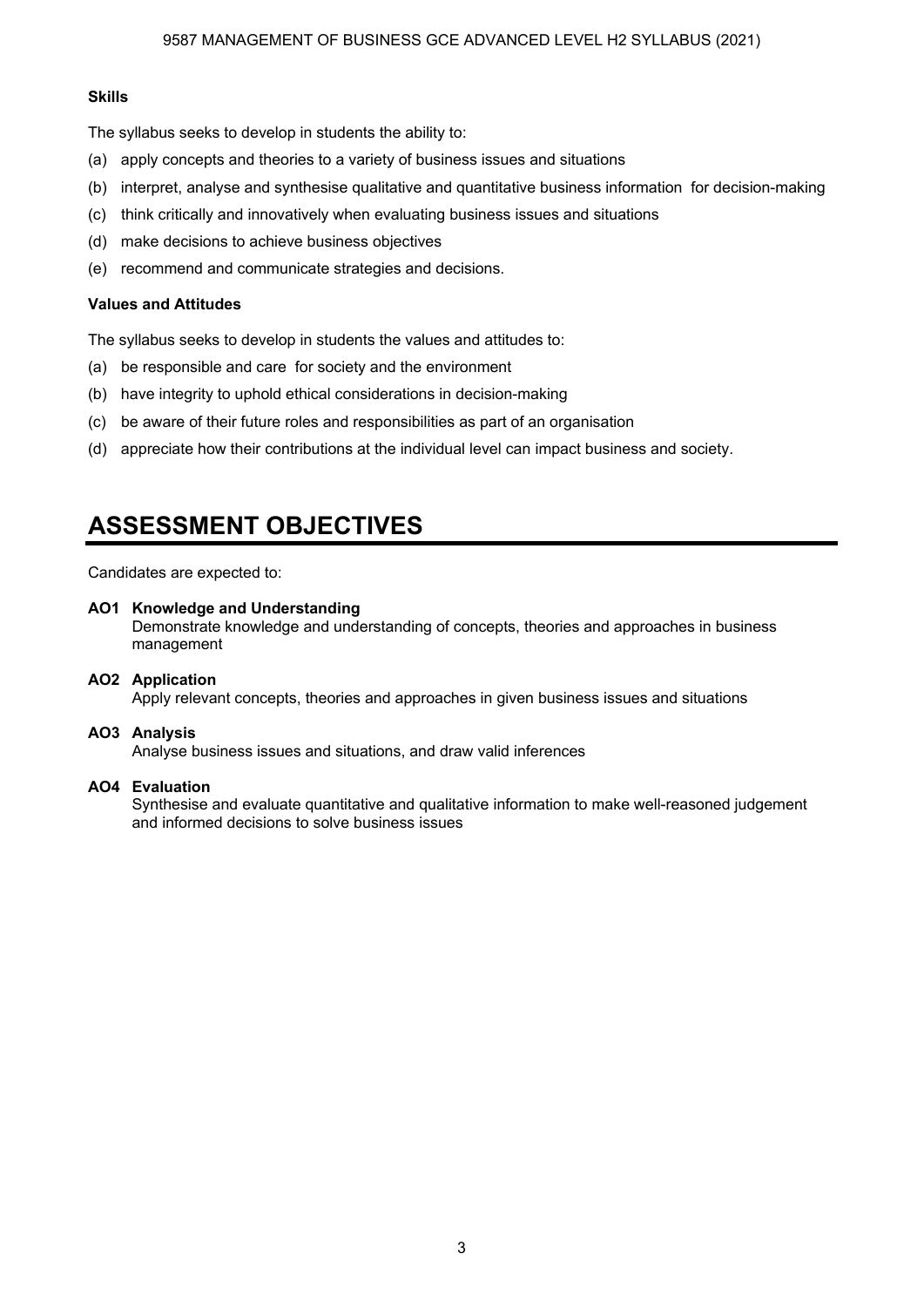**Skills**

The syllabus seeks to develop in students the ability to:

(a) apply concepts and theories to a variety of business issues and situations

(b) interpret, analyse and synthesise qualitative and quantitative business information for decision-making

(c) think critically and innovatively when evaluating business issues and situations

(d) make decisions to achieve business objectives

(e) recommend and communicate strategies and decisions.

**Values and Attitudes**

The syllabus seeks to develop in students the values and attitudes to:

(a) be responsible and care for society and the environment

(b) have integrity to uphold ethical considerations in decision-making

(c) be aware of their future roles and responsibilities as part of an organisation

(d) appreciate how their contributions at the individual level can impact business and society.

# ASSESSMENT OBJECTIVES

Candidates are expected to:

**AO1 Knowledge and Understanding**
Demonstrate knowledge and understanding of concepts, theories and approaches in business management

**AO2 Application**
Apply relevant concepts, theories and approaches in given business issues and situations

**AO3 Analysis**
Analyse business issues and situations, and draw valid inferences

**AO4 Evaluation**
Synthesise and evaluate quantitative and qualitative information to make well-reasoned judgement and informed decisions to solve business issues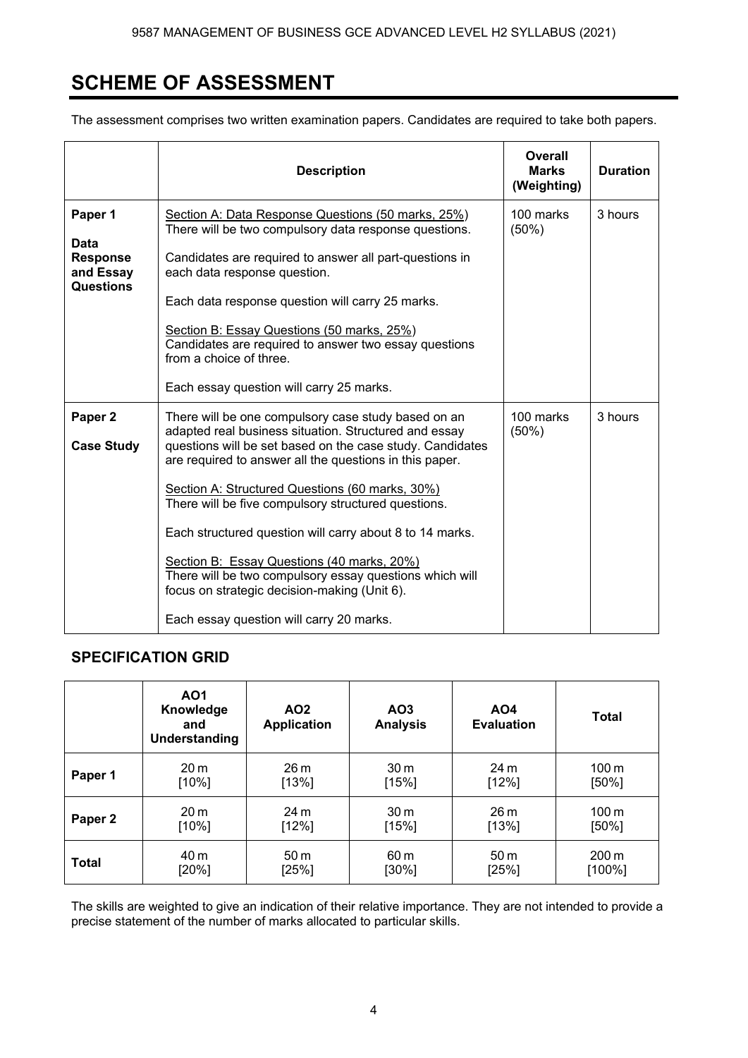# SCHEME OF ASSESSMENT

The assessment comprises two written examination papers. Candidates are required to take both papers.

| | Description | Overall Marks (Weighting) | Duration |
|---|---|---|---|
| **Paper 1**<br><br>**Data Response and Essay Questions** | Section A: Data Response Questions (50 marks, 25%)<br>There will be two compulsory data response questions.<br><br>Candidates are required to answer all part-questions in each data response question.<br><br>Each data response question will carry 25 marks.<br><br>Section B: Essay Questions (50 marks, 25%)<br>Candidates are required to answer two essay questions from a choice of three.<br><br>Each essay question will carry 25 marks. | 100 marks (50%) | 3 hours |
| **Paper 2**<br><br>**Case Study** | There will be one compulsory case study based on an adapted real business situation. Structured and essay questions will be set based on the case study. Candidates are required to answer all the questions in this paper.<br><br>Section A: Structured Questions (60 marks, 30%)<br>There will be five compulsory structured questions.<br><br>Each structured question will carry about 8 to 14 marks.<br><br>Section B: Essay Questions (40 marks, 20%)<br>There will be two compulsory essay questions which will focus on strategic decision-making (Unit 6).<br><br>Each essay question will carry 20 marks. | 100 marks (50%) | 3 hours |

## SPECIFICATION GRID

| | AO1 Knowledge and Understanding | AO2 Application | AO3 Analysis | AO4 Evaluation | Total |
|---|---|---|---|---|---|
| **Paper 1** | 20 m [10%] | 26 m [13%] | 30 m [15%] | 24 m [12%] | 100 m [50%] |
| **Paper 2** | 20 m [10%] | 24 m [12%] | 30 m [15%] | 26 m [13%] | 100 m [50%] |
| **Total** | 40 m [20%] | 50 m [25%] | 60 m [30%] | 50 m [25%] | 200 m [100%] |

The skills are weighted to give an indication of their relative importance. They are not intended to provide a precise statement of the number of marks allocated to particular skills.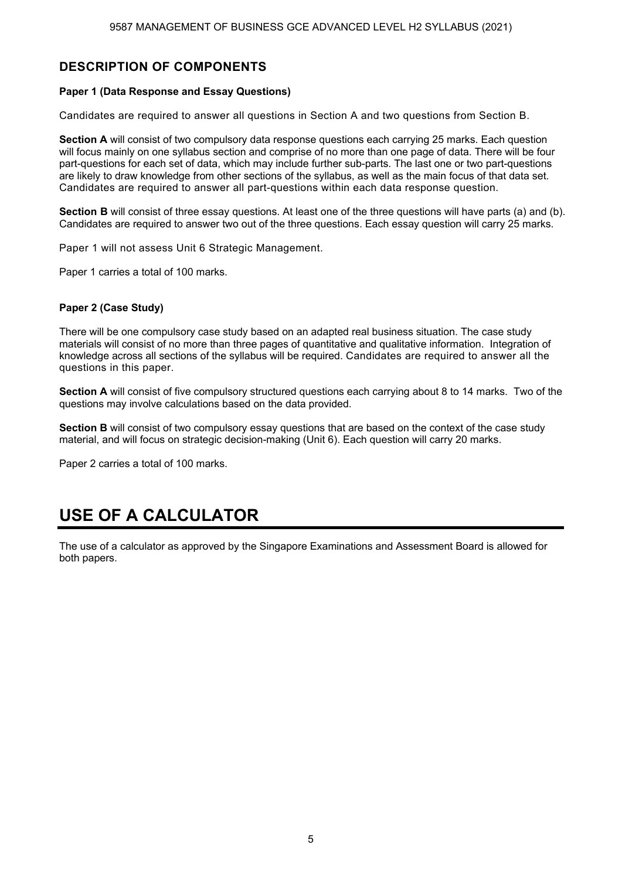## DESCRIPTION OF COMPONENTS

**Paper 1 (Data Response and Essay Questions)**

Candidates are required to answer all questions in Section A and two questions from Section B.

**Section A** will consist of two compulsory data response questions each carrying 25 marks. Each question will focus mainly on one syllabus section and comprise of no more than one page of data. There will be four part-questions for each set of data, which may include further sub-parts. The last one or two part-questions are likely to draw knowledge from other sections of the syllabus, as well as the main focus of that data set. Candidates are required to answer all part-questions within each data response question.

**Section B** will consist of three essay questions. At least one of the three questions will have parts (a) and (b). Candidates are required to answer two out of the three questions. Each essay question will carry 25 marks.

Paper 1 will not assess Unit 6 Strategic Management.

Paper 1 carries a total of 100 marks.

**Paper 2 (Case Study)**

There will be one compulsory case study based on an adapted real business situation. The case study materials will consist of no more than three pages of quantitative and qualitative information. Integration of knowledge across all sections of the syllabus will be required. Candidates are required to answer all the questions in this paper.

**Section A** will consist of five compulsory structured questions each carrying about 8 to 14 marks. Two of the questions may involve calculations based on the data provided.

**Section B** will consist of two compulsory essay questions that are based on the context of the case study material, and will focus on strategic decision-making (Unit 6). Each question will carry 20 marks.

Paper 2 carries a total of 100 marks.

# USE OF A CALCULATOR

The use of a calculator as approved by the Singapore Examinations and Assessment Board is allowed for both papers.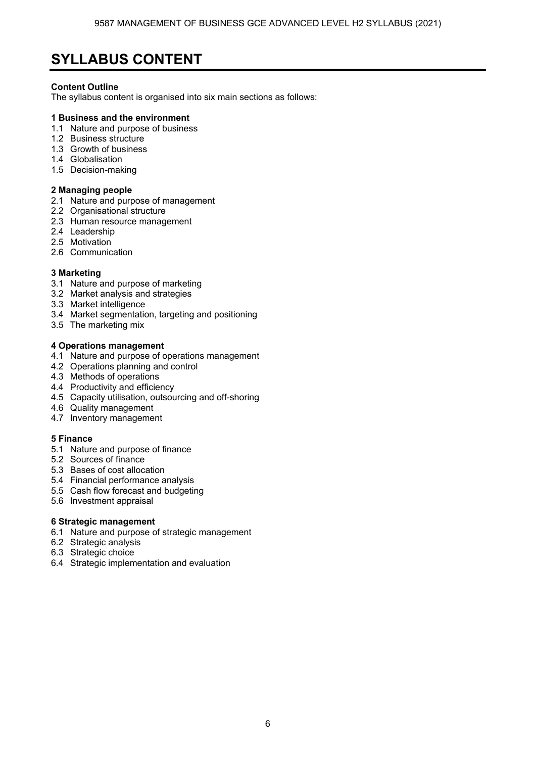# SYLLABUS CONTENT

**Content Outline**

The syllabus content is organised into six main sections as follows:

**1 Business and the environment**

1.1 Nature and purpose of business
1.2 Business structure
1.3 Growth of business
1.4 Globalisation
1.5 Decision-making

**2 Managing people**

2.1 Nature and purpose of management
2.2 Organisational structure
2.3 Human resource management
2.4 Leadership
2.5 Motivation
2.6 Communication

**3 Marketing**

3.1 Nature and purpose of marketing
3.2 Market analysis and strategies
3.3 Market intelligence
3.4 Market segmentation, targeting and positioning
3.5 The marketing mix

**4 Operations management**

4.1 Nature and purpose of operations management
4.2 Operations planning and control
4.3 Methods of operations
4.4 Productivity and efficiency
4.5 Capacity utilisation, outsourcing and off-shoring
4.6 Quality management
4.7 Inventory management

**5 Finance**

5.1 Nature and purpose of finance
5.2 Sources of finance
5.3 Bases of cost allocation
5.4 Financial performance analysis
5.5 Cash flow forecast and budgeting
5.6 Investment appraisal

**6 Strategic management**

6.1 Nature and purpose of strategic management
6.2 Strategic analysis
6.3 Strategic choice
6.4 Strategic implementation and evaluation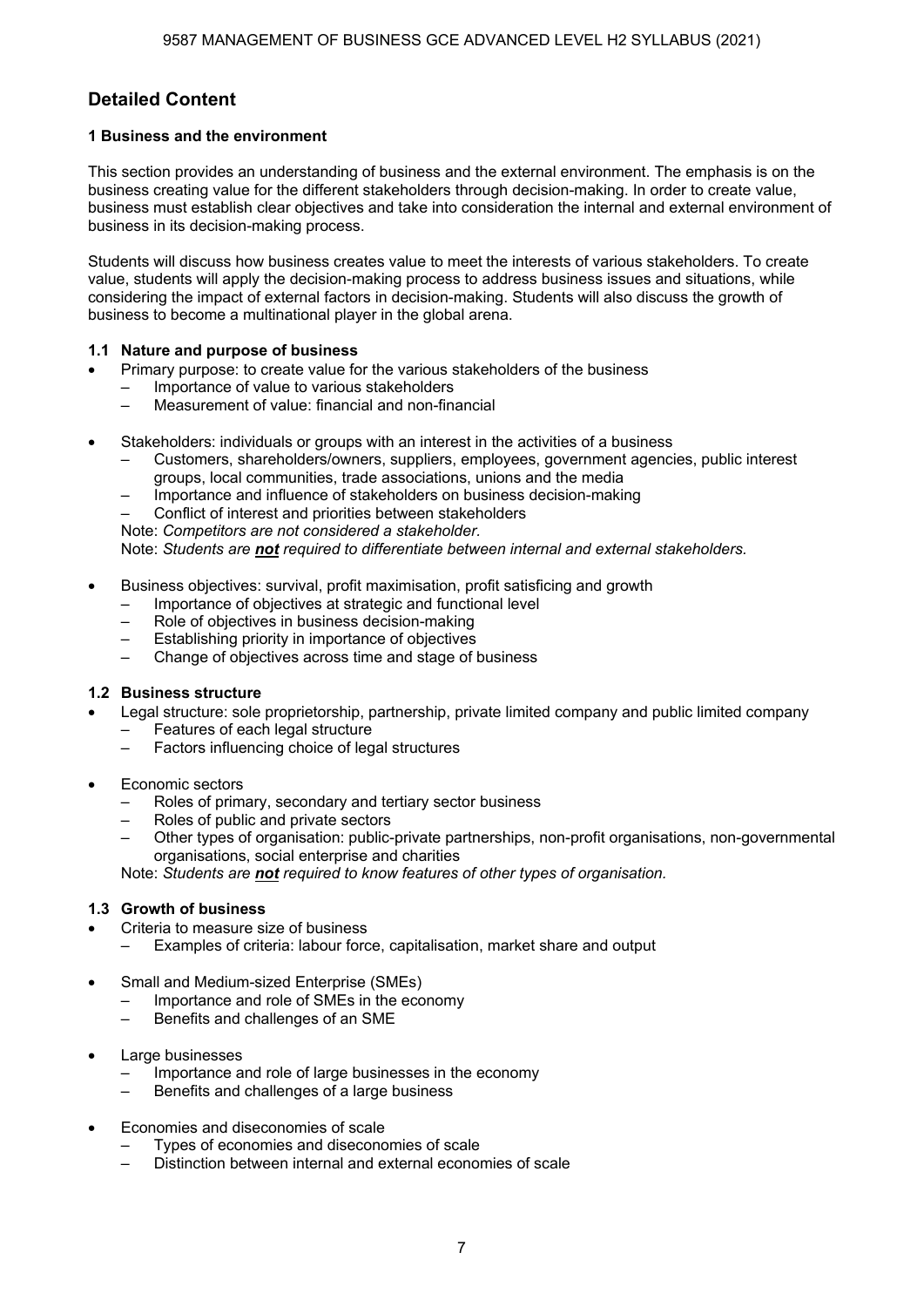## Detailed Content

### 1 Business and the environment

This section provides an understanding of business and the external environment. The emphasis is on the business creating value for the different stakeholders through decision-making. In order to create value, business must establish clear objectives and take into consideration the internal and external environment of business in its decision-making process.

Students will discuss how business creates value to meet the interests of various stakeholders. To create value, students will apply the decision-making process to address business issues and situations, while considering the impact of external factors in decision-making. Students will also discuss the growth of business to become a multinational player in the global arena.

#### 1.1 Nature and purpose of business

- Primary purpose: to create value for the various stakeholders of the business
  - Importance of value to various stakeholders
  - Measurement of value: financial and non-financial

- Stakeholders: individuals or groups with an interest in the activities of a business
  - Customers, shareholders/owners, suppliers, employees, government agencies, public interest groups, local communities, trade associations, unions and the media
  - Importance and influence of stakeholders on business decision-making
  - Conflict of interest and priorities between stakeholders

  Note: *Competitors are not considered a stakeholder.*
  Note: *Students are **not** required to differentiate between internal and external stakeholders.*

- Business objectives: survival, profit maximisation, profit satisficing and growth
  - Importance of objectives at strategic and functional level
  - Role of objectives in business decision-making
  - Establishing priority in importance of objectives
  - Change of objectives across time and stage of business

#### 1.2 Business structure

- Legal structure: sole proprietorship, partnership, private limited company and public limited company
  - Features of each legal structure
  - Factors influencing choice of legal structures

- Economic sectors
  - Roles of primary, secondary and tertiary sector business
  - Roles of public and private sectors
  - Other types of organisation: public-private partnerships, non-profit organisations, non-governmental organisations, social enterprise and charities

  Note: *Students are **not** required to know features of other types of organisation.*

#### 1.3 Growth of business

- Criteria to measure size of business
  - Examples of criteria: labour force, capitalisation, market share and output

- Small and Medium-sized Enterprise (SMEs)
  - Importance and role of SMEs in the economy
  - Benefits and challenges of an SME

- Large businesses
  - Importance and role of large businesses in the economy
  - Benefits and challenges of a large business

- Economies and diseconomies of scale
  - Types of economies and diseconomies of scale
  - Distinction between internal and external economies of scale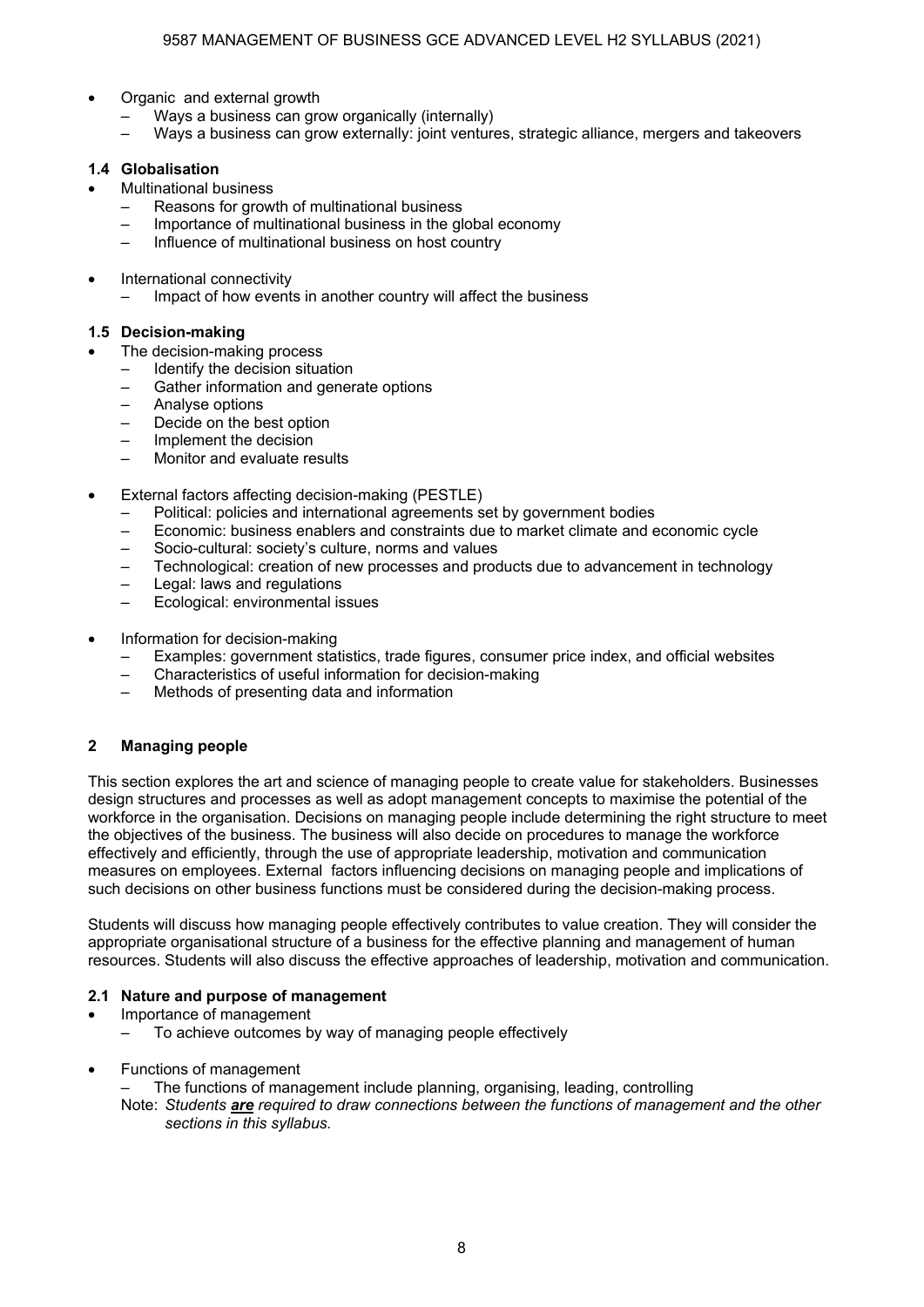- Organic and external growth
  - Ways a business can grow organically (internally)
  - Ways a business can grow externally: joint ventures, strategic alliance, mergers and takeovers

### 1.4 Globalisation

- Multinational business
  - Reasons for growth of multinational business
  - Importance of multinational business in the global economy
  - Influence of multinational business on host country
- International connectivity
  - Impact of how events in another country will affect the business

### 1.5 Decision-making

- The decision-making process
  - Identify the decision situation
  - Gather information and generate options
  - Analyse options
  - Decide on the best option
  - Implement the decision
  - Monitor and evaluate results
- External factors affecting decision-making (PESTLE)
  - Political: policies and international agreements set by government bodies
  - Economic: business enablers and constraints due to market climate and economic cycle
  - Socio-cultural: society's culture, norms and values
  - Technological: creation of new processes and products due to advancement in technology
  - Legal: laws and regulations
  - Ecological: environmental issues
- Information for decision-making
  - Examples: government statistics, trade figures, consumer price index, and official websites
  - Characteristics of useful information for decision-making
  - Methods of presenting data and information

## 2 Managing people

This section explores the art and science of managing people to create value for stakeholders. Businesses design structures and processes as well as adopt management concepts to maximise the potential of the workforce in the organisation. Decisions on managing people include determining the right structure to meet the objectives of the business. The business will also decide on procedures to manage the workforce effectively and efficiently, through the use of appropriate leadership, motivation and communication measures on employees. External factors influencing decisions on managing people and implications of such decisions on other business functions must be considered during the decision-making process.

Students will discuss how managing people effectively contributes to value creation. They will consider the appropriate organisational structure of a business for the effective planning and management of human resources. Students will also discuss the effective approaches of leadership, motivation and communication.

### 2.1 Nature and purpose of management

- Importance of management
  - To achieve outcomes by way of managing people effectively
- Functions of management
  - The functions of management include planning, organising, leading, controlling

  Note: *Students **are** required to draw connections between the functions of management and the other sections in this syllabus.*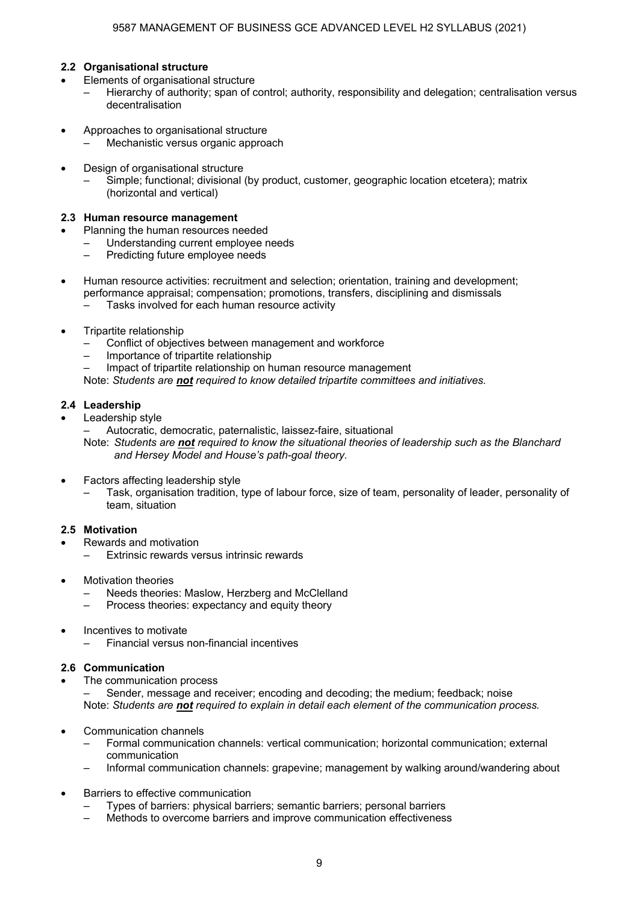### 2.2 Organisational structure

- Elements of organisational structure
  - Hierarchy of authority; span of control; authority, responsibility and delegation; centralisation versus decentralisation
- Approaches to organisational structure
  - Mechanistic versus organic approach
- Design of organisational structure
  - Simple; functional; divisional (by product, customer, geographic location etcetera); matrix (horizontal and vertical)

### 2.3 Human resource management

- Planning the human resources needed
  - Understanding current employee needs
  - Predicting future employee needs
- Human resource activities: recruitment and selection; orientation, training and development; performance appraisal; compensation; promotions, transfers, disciplining and dismissals
  - Tasks involved for each human resource activity
- Tripartite relationship
  - Conflict of objectives between management and workforce
  - Importance of tripartite relationship
  - Impact of tripartite relationship on human resource management

  Note: *Students are **not** required to know detailed tripartite committees and initiatives.*

### 2.4 Leadership

- Leadership style
  - Autocratic, democratic, paternalistic, laissez-faire, situational

  Note: *Students are **not** required to know the situational theories of leadership such as the Blanchard and Hersey Model and House's path-goal theory.*
- Factors affecting leadership style
  - Task, organisation tradition, type of labour force, size of team, personality of leader, personality of team, situation

### 2.5 Motivation

- Rewards and motivation
  - Extrinsic rewards versus intrinsic rewards
- Motivation theories
  - Needs theories: Maslow, Herzberg and McClelland
  - Process theories: expectancy and equity theory
- Incentives to motivate
  - Financial versus non-financial incentives

### 2.6 Communication

- The communication process
  - Sender, message and receiver; encoding and decoding; the medium; feedback; noise

  Note: *Students are **not** required to explain in detail each element of the communication process.*
- Communication channels
  - Formal communication channels: vertical communication; horizontal communication; external communication
  - Informal communication channels: grapevine; management by walking around/wandering about
- Barriers to effective communication
  - Types of barriers: physical barriers; semantic barriers; personal barriers
  - Methods to overcome barriers and improve communication effectiveness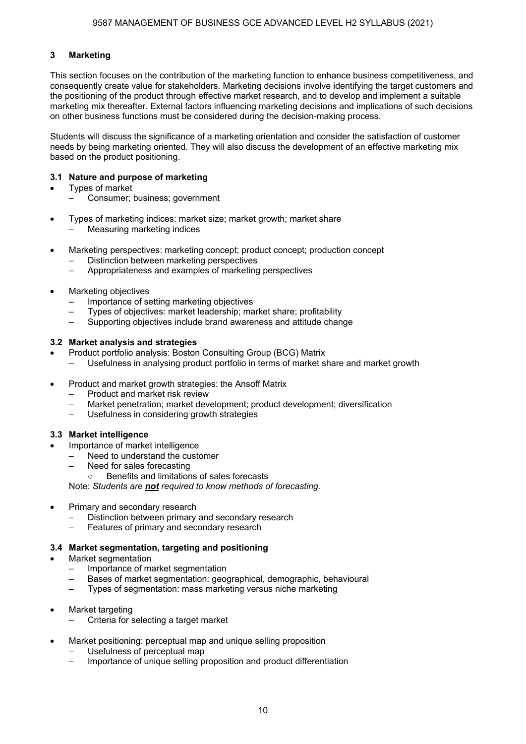## 3 Marketing

This section focuses on the contribution of the marketing function to enhance business competitiveness, and consequently create value for stakeholders. Marketing decisions involve identifying the target customers and the positioning of the product through effective market research, and to develop and implement a suitable marketing mix thereafter. External factors influencing marketing decisions and implications of such decisions on other business functions must be considered during the decision-making process.

Students will discuss the significance of a marketing orientation and consider the satisfaction of customer needs by being marketing oriented. They will also discuss the development of an effective marketing mix based on the product positioning.

### 3.1 Nature and purpose of marketing

- Types of market
  - Consumer; business; government
- Types of marketing indices: market size; market growth; market share
  - Measuring marketing indices
- Marketing perspectives: marketing concept; product concept; production concept
  - Distinction between marketing perspectives
  - Appropriateness and examples of marketing perspectives
- Marketing objectives
  - Importance of setting marketing objectives
  - Types of objectives: market leadership; market share; profitability
  - Supporting objectives include brand awareness and attitude change

### 3.2 Market analysis and strategies

- Product portfolio analysis: Boston Consulting Group (BCG) Matrix
  - Usefulness in analysing product portfolio in terms of market share and market growth
- Product and market growth strategies: the Ansoff Matrix
  - Product and market risk review
  - Market penetration; market development; product development; diversification
  - Usefulness in considering growth strategies

### 3.3 Market intelligence

- Importance of market intelligence
  - Need to understand the customer
  - Need for sales forecasting
    - Benefits and limitations of sales forecasts

Note: *Students are **not** required to know methods of forecasting.*

- Primary and secondary research
  - Distinction between primary and secondary research
  - Features of primary and secondary research

### 3.4 Market segmentation, targeting and positioning

- Market segmentation
  - Importance of market segmentation
  - Bases of market segmentation: geographical, demographic, behavioural
  - Types of segmentation: mass marketing versus niche marketing
- Market targeting
  - Criteria for selecting a target market
- Market positioning: perceptual map and unique selling proposition
  - Usefulness of perceptual map
  - Importance of unique selling proposition and product differentiation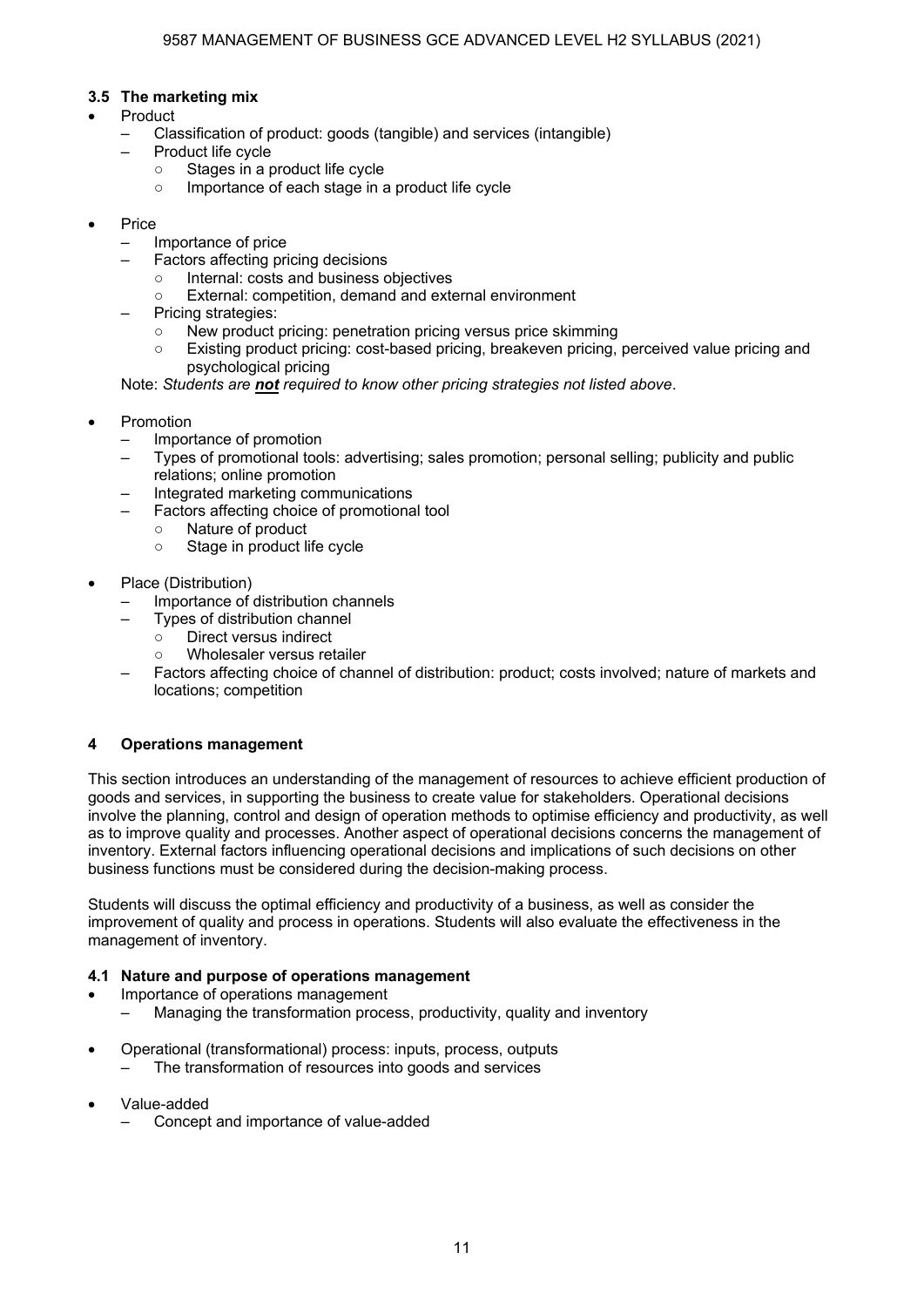### 3.5 The marketing mix

- Product
  - Classification of product: goods (tangible) and services (intangible)
  - Product life cycle
    - Stages in a product life cycle
    - Importance of each stage in a product life cycle

- Price
  - Importance of price
  - Factors affecting pricing decisions
    - Internal: costs and business objectives
    - External: competition, demand and external environment
  - Pricing strategies:
    - New product pricing: penetration pricing versus price skimming
    - Existing product pricing: cost-based pricing, breakeven pricing, perceived value pricing and psychological pricing

  Note: *Students are **not** required to know other pricing strategies not listed above.*

- Promotion
  - Importance of promotion
  - Types of promotional tools: advertising; sales promotion; personal selling; publicity and public relations; online promotion
  - Integrated marketing communications
  - Factors affecting choice of promotional tool
    - Nature of product
    - Stage in product life cycle

- Place (Distribution)
  - Importance of distribution channels
  - Types of distribution channel
    - Direct versus indirect
    - Wholesaler versus retailer
  - Factors affecting choice of channel of distribution: product; costs involved; nature of markets and locations; competition

## 4 Operations management

This section introduces an understanding of the management of resources to achieve efficient production of goods and services, in supporting the business to create value for stakeholders. Operational decisions involve the planning, control and design of operation methods to optimise efficiency and productivity, as well as to improve quality and processes. Another aspect of operational decisions concerns the management of inventory. External factors influencing operational decisions and implications of such decisions on other business functions must be considered during the decision-making process.

Students will discuss the optimal efficiency and productivity of a business, as well as consider the improvement of quality and process in operations. Students will also evaluate the effectiveness in the management of inventory.

### 4.1 Nature and purpose of operations management

- Importance of operations management
  - Managing the transformation process, productivity, quality and inventory

- Operational (transformational) process: inputs, process, outputs
  - The transformation of resources into goods and services

- Value-added
  - Concept and importance of value-added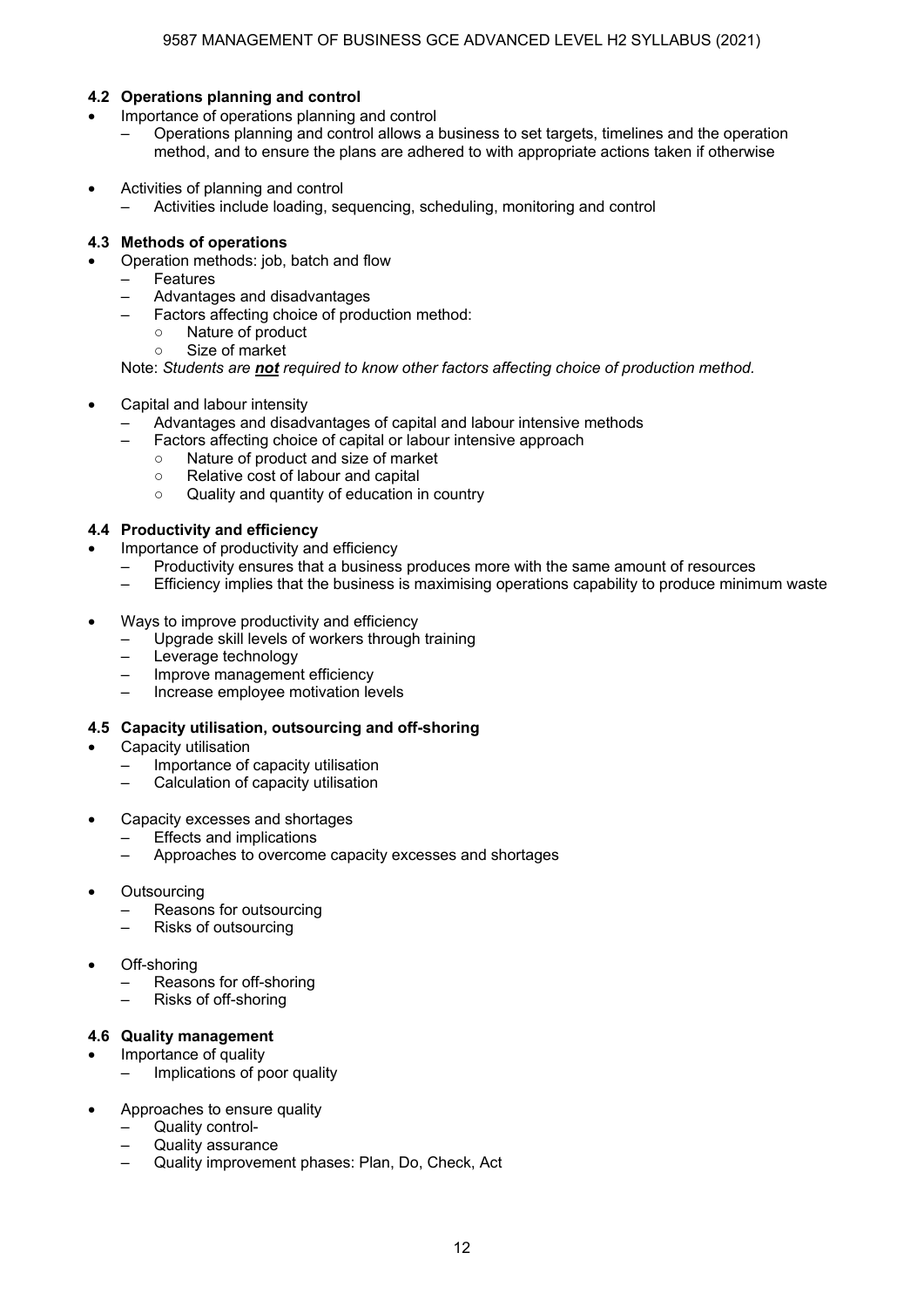### 4.2 Operations planning and control

- Importance of operations planning and control
  - Operations planning and control allows a business to set targets, timelines and the operation method, and to ensure the plans are adhered to with appropriate actions taken if otherwise
- Activities of planning and control
  - Activities include loading, sequencing, scheduling, monitoring and control

### 4.3 Methods of operations

- Operation methods: job, batch and flow
  - Features
  - Advantages and disadvantages
  - Factors affecting choice of production method:
    - Nature of product
    - Size of market

Note: *Students are **not** required to know other factors affecting choice of production method.*

- Capital and labour intensity
  - Advantages and disadvantages of capital and labour intensive methods
  - Factors affecting choice of capital or labour intensive approach
    - Nature of product and size of market
    - Relative cost of labour and capital
    - Quality and quantity of education in country

### 4.4 Productivity and efficiency

- Importance of productivity and efficiency
  - Productivity ensures that a business produces more with the same amount of resources
  - Efficiency implies that the business is maximising operations capability to produce minimum waste
- Ways to improve productivity and efficiency
  - Upgrade skill levels of workers through training
  - Leverage technology
  - Improve management efficiency
  - Increase employee motivation levels

### 4.5 Capacity utilisation, outsourcing and off-shoring

- Capacity utilisation
  - Importance of capacity utilisation
  - Calculation of capacity utilisation
- Capacity excesses and shortages
  - Effects and implications
  - Approaches to overcome capacity excesses and shortages
- Outsourcing
  - Reasons for outsourcing
  - Risks of outsourcing
- Off-shoring
  - Reasons for off-shoring
  - Risks of off-shoring

### 4.6 Quality management

- Importance of quality
  - Implications of poor quality
- Approaches to ensure quality
  - Quality control-
  - Quality assurance
  - Quality improvement phases: Plan, Do, Check, Act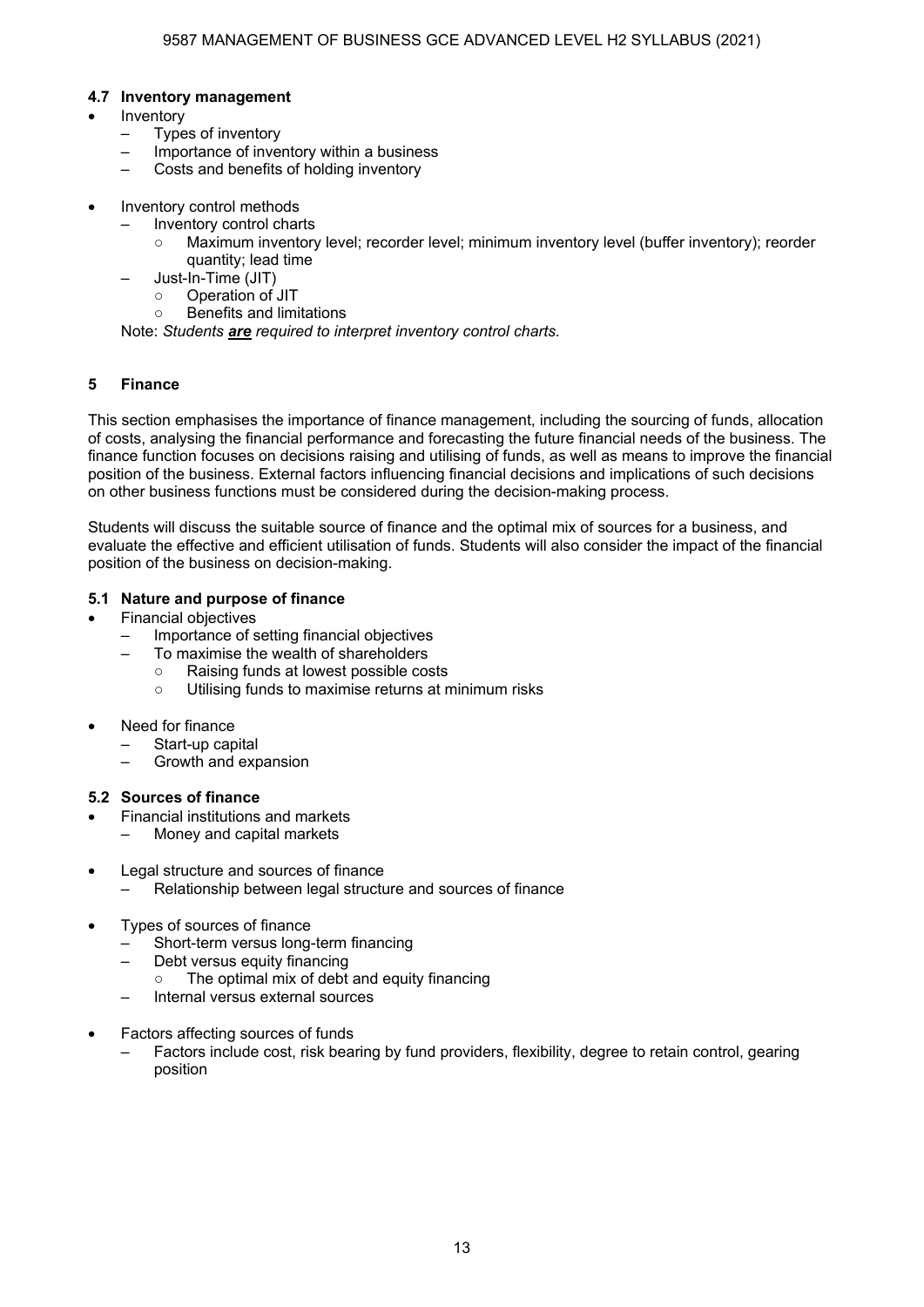### 4.7 Inventory management

- Inventory
  - Types of inventory
  - Importance of inventory within a business
  - Costs and benefits of holding inventory

- Inventory control methods
  - Inventory control charts
    - Maximum inventory level; recorder level; minimum inventory level (buffer inventory); reorder quantity; lead time
  - Just-In-Time (JIT)
    - Operation of JIT
    - Benefits and limitations

Note: *Students **are** required to interpret inventory control charts.*

## 5 Finance

This section emphasises the importance of finance management, including the sourcing of funds, allocation of costs, analysing the financial performance and forecasting the future financial needs of the business. The finance function focuses on decisions raising and utilising of funds, as well as means to improve the financial position of the business. External factors influencing financial decisions and implications of such decisions on other business functions must be considered during the decision-making process.

Students will discuss the suitable source of finance and the optimal mix of sources for a business, and evaluate the effective and efficient utilisation of funds. Students will also consider the impact of the financial position of the business on decision-making.

### 5.1 Nature and purpose of finance

- Financial objectives
  - Importance of setting financial objectives
  - To maximise the wealth of shareholders
    - Raising funds at lowest possible costs
    - Utilising funds to maximise returns at minimum risks

- Need for finance
  - Start-up capital
  - Growth and expansion

### 5.2 Sources of finance

- Financial institutions and markets
  - Money and capital markets

- Legal structure and sources of finance
  - Relationship between legal structure and sources of finance

- Types of sources of finance
  - Short-term versus long-term financing
  - Debt versus equity financing
    - The optimal mix of debt and equity financing
  - Internal versus external sources

- Factors affecting sources of funds
  - Factors include cost, risk bearing by fund providers, flexibility, degree to retain control, gearing position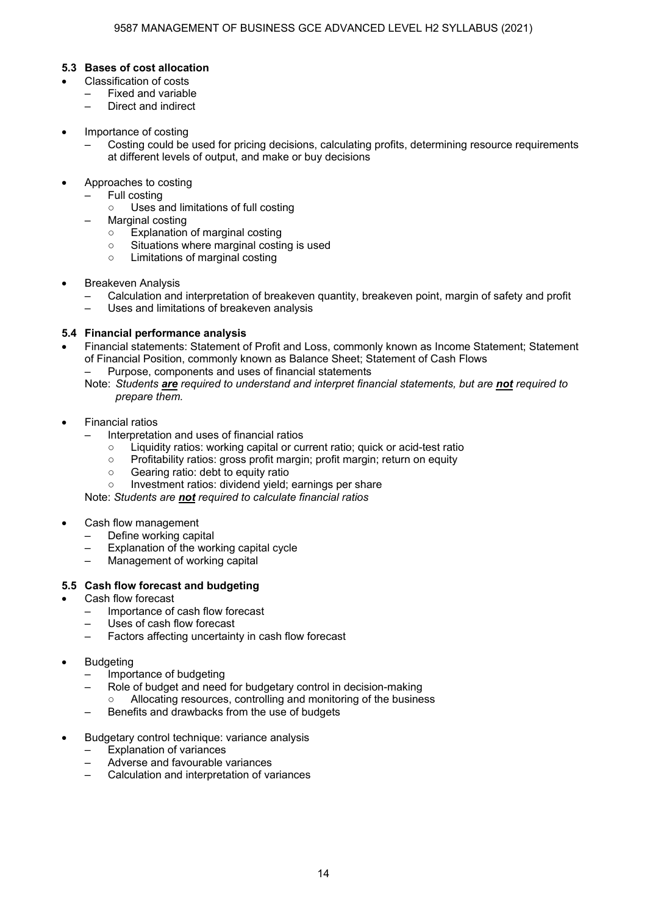### 5.3 Bases of cost allocation

- Classification of costs
  - Fixed and variable
  - Direct and indirect
- Importance of costing
  - Costing could be used for pricing decisions, calculating profits, determining resource requirements at different levels of output, and make or buy decisions
- Approaches to costing
  - Full costing
    - Uses and limitations of full costing
  - Marginal costing
    - Explanation of marginal costing
    - Situations where marginal costing is used
    - Limitations of marginal costing
- Breakeven Analysis
  - Calculation and interpretation of breakeven quantity, breakeven point, margin of safety and profit
  - Uses and limitations of breakeven analysis

### 5.4 Financial performance analysis

- Financial statements: Statement of Profit and Loss, commonly known as Income Statement; Statement of Financial Position, commonly known as Balance Sheet; Statement of Cash Flows
  - Purpose, components and uses of financial statements

  Note: *Students **are** required to understand and interpret financial statements, but are **not** required to prepare them.*

- Financial ratios
  - Interpretation and uses of financial ratios
    - Liquidity ratios: working capital or current ratio; quick or acid-test ratio
    - Profitability ratios: gross profit margin; profit margin; return on equity
    - Gearing ratio: debt to equity ratio
    - Investment ratios: dividend yield; earnings per share

  Note: *Students are **not** required to calculate financial ratios*

- Cash flow management
  - Define working capital
  - Explanation of the working capital cycle
  - Management of working capital

### 5.5 Cash flow forecast and budgeting

- Cash flow forecast
  - Importance of cash flow forecast
  - Uses of cash flow forecast
  - Factors affecting uncertainty in cash flow forecast
- Budgeting
  - Importance of budgeting
  - Role of budget and need for budgetary control in decision-making
    - Allocating resources, controlling and monitoring of the business
  - Benefits and drawbacks from the use of budgets
- Budgetary control technique: variance analysis
  - Explanation of variances
  - Adverse and favourable variances
  - Calculation and interpretation of variances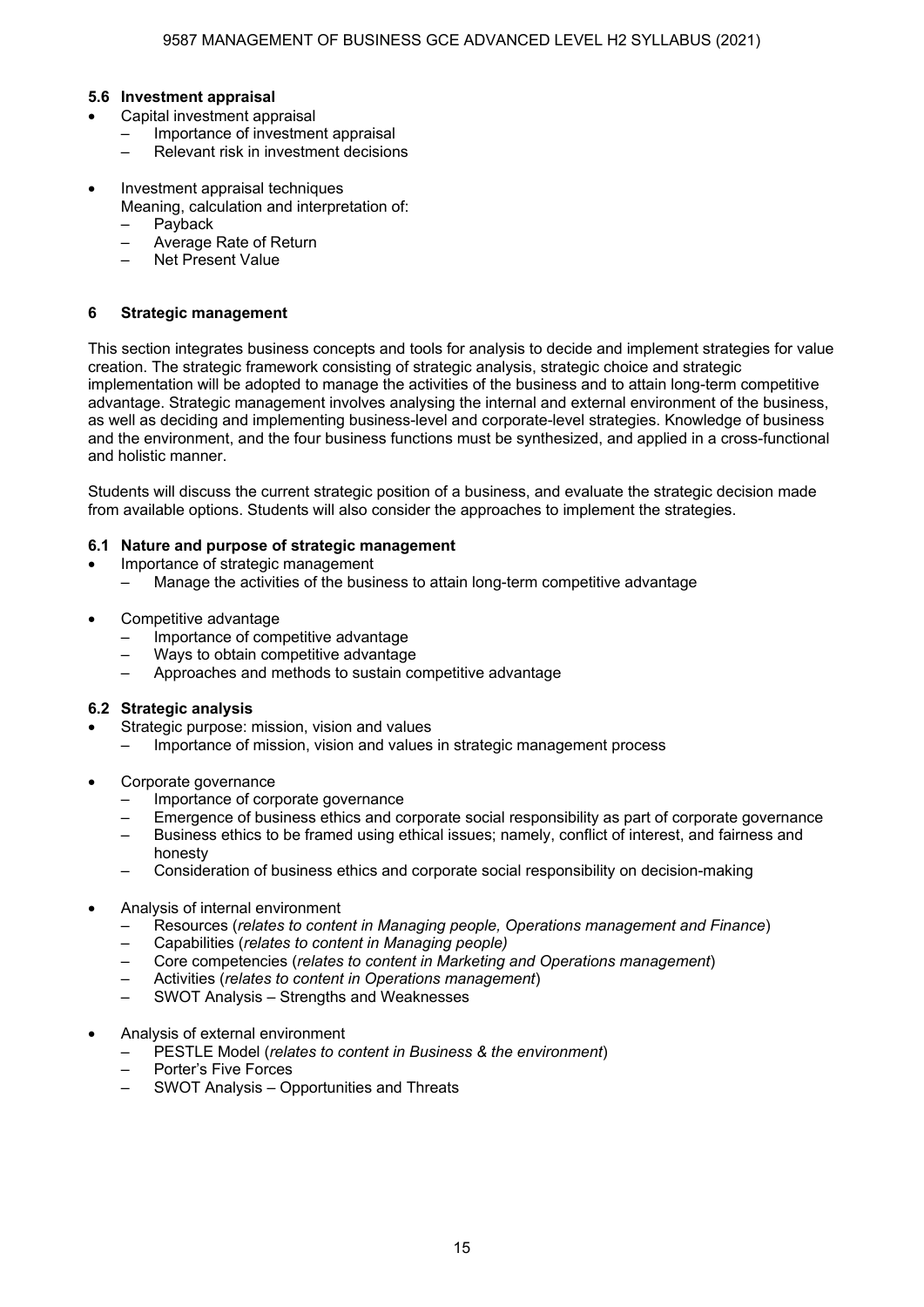### 5.6 Investment appraisal

- Capital investment appraisal
  - Importance of investment appraisal
  - Relevant risk in investment decisions

- Investment appraisal techniques
  Meaning, calculation and interpretation of:
  - Payback
  - Average Rate of Return
  - Net Present Value

## 6 Strategic management

This section integrates business concepts and tools for analysis to decide and implement strategies for value creation. The strategic framework consisting of strategic analysis, strategic choice and strategic implementation will be adopted to manage the activities of the business and to attain long-term competitive advantage. Strategic management involves analysing the internal and external environment of the business, as well as deciding and implementing business-level and corporate-level strategies. Knowledge of business and the environment, and the four business functions must be synthesized, and applied in a cross-functional and holistic manner.

Students will discuss the current strategic position of a business, and evaluate the strategic decision made from available options. Students will also consider the approaches to implement the strategies.

### 6.1 Nature and purpose of strategic management

- Importance of strategic management
  - Manage the activities of the business to attain long-term competitive advantage

- Competitive advantage
  - Importance of competitive advantage
  - Ways to obtain competitive advantage
  - Approaches and methods to sustain competitive advantage

### 6.2 Strategic analysis

- Strategic purpose: mission, vision and values
  - Importance of mission, vision and values in strategic management process

- Corporate governance
  - Importance of corporate governance
  - Emergence of business ethics and corporate social responsibility as part of corporate governance
  - Business ethics to be framed using ethical issues; namely, conflict of interest, and fairness and honesty
  - Consideration of business ethics and corporate social responsibility on decision-making

- Analysis of internal environment
  - Resources (*relates to content in Managing people, Operations management and Finance*)
  - Capabilities (*relates to content in Managing people)*
  - Core competencies (*relates to content in Marketing and Operations management*)
  - Activities (*relates to content in Operations management*)
  - SWOT Analysis – Strengths and Weaknesses

- Analysis of external environment
  - PESTLE Model (*relates to content in Business & the environment*)
  - Porter's Five Forces
  - SWOT Analysis – Opportunities and Threats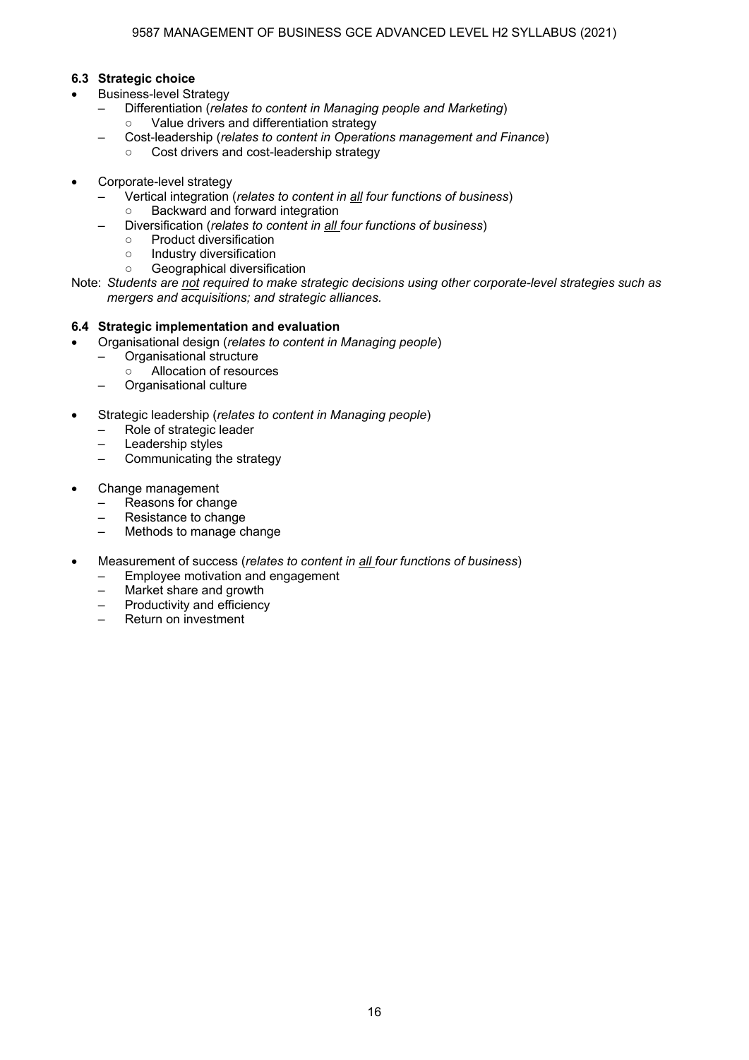### 6.3 Strategic choice

- Business-level Strategy
  - Differentiation (*relates to content in Managing people and Marketing*)
    - Value drivers and differentiation strategy
  - Cost-leadership (*relates to content in Operations management and Finance*)
    - Cost drivers and cost-leadership strategy

- Corporate-level strategy
  - Vertical integration (*relates to content in <u>all</u> four functions of business*)
    - Backward and forward integration
  - Diversification (*relates to content in <u>all</u> four functions of business*)
    - Product diversification
    - Industry diversification
    - Geographical diversification

Note: *Students are <u>not</u> required to make strategic decisions using other corporate-level strategies such as mergers and acquisitions; and strategic alliances.*

### 6.4 Strategic implementation and evaluation

- Organisational design (*relates to content in Managing people*)
  - Organisational structure
    - Allocation of resources
  - Organisational culture

- Strategic leadership (*relates to content in Managing people*)
  - Role of strategic leader
  - Leadership styles
  - Communicating the strategy

- Change management
  - Reasons for change
  - Resistance to change
  - Methods to manage change

- Measurement of success (*relates to content in <u>all</u> four functions of business*)
  - Employee motivation and engagement
  - Market share and growth
  - Productivity and efficiency
  - Return on investment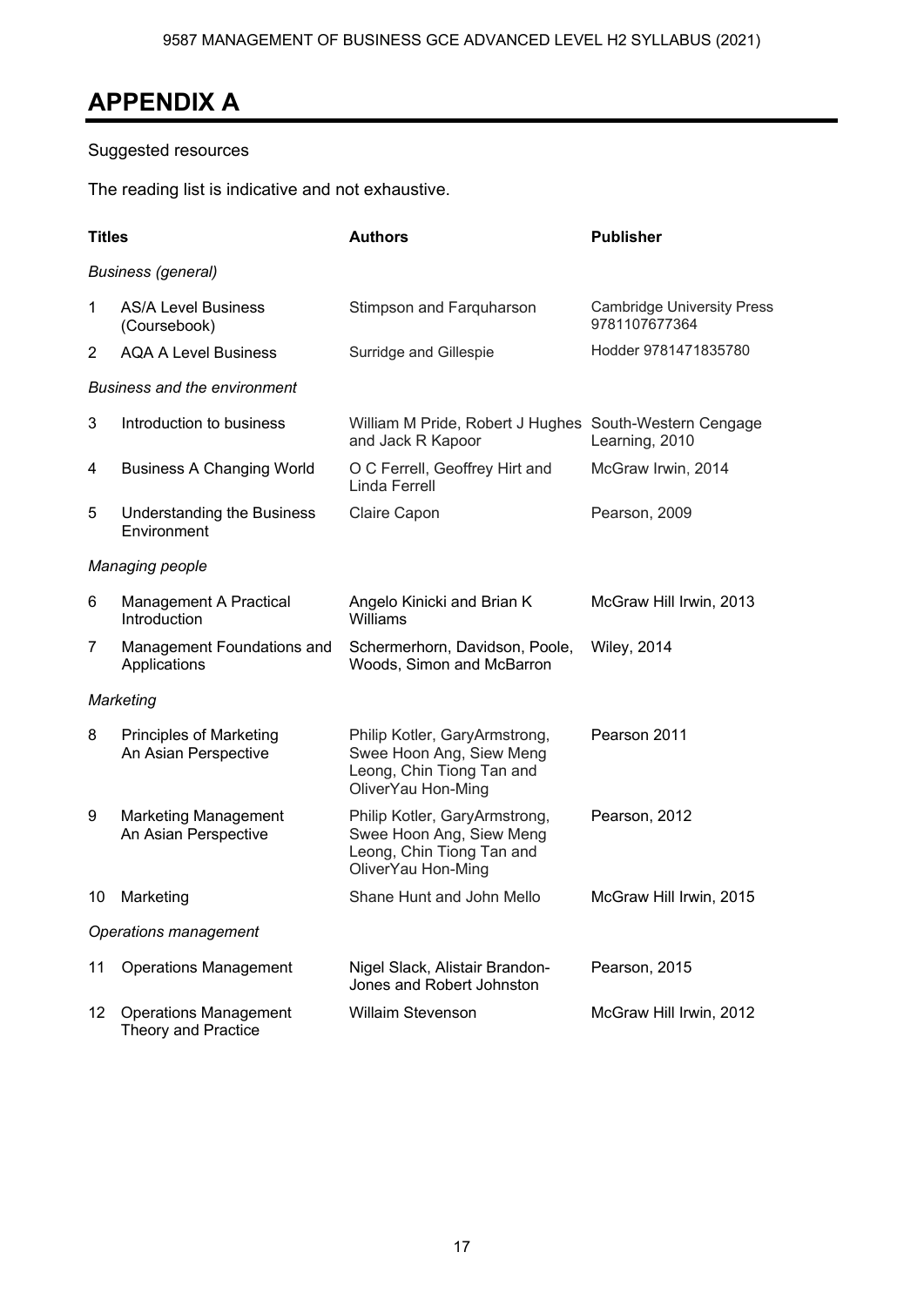# APPENDIX A

Suggested resources

The reading list is indicative and not exhaustive.

| | Titles | Authors | Publisher |
|---|---|---|---|
| | *Business (general)* | | |
| 1 | AS/A Level Business (Coursebook) | Stimpson and Farquharson | Cambridge University Press 9781107677364 |
| 2 | AQA A Level Business | Surridge and Gillespie | Hodder 9781471835780 |
| | *Business and the environment* | | |
| 3 | Introduction to business | William M Pride, Robert J Hughes and Jack R Kapoor | South-Western Cengage Learning, 2010 |
| 4 | Business A Changing World | O C Ferrell, Geoffrey Hirt and Linda Ferrell | McGraw Irwin, 2014 |
| 5 | Understanding the Business Environment | Claire Capon | Pearson, 2009 |
| | *Managing people* | | |
| 6 | Management A Practical Introduction | Angelo Kinicki and Brian K Williams | McGraw Hill Irwin, 2013 |
| 7 | Management Foundations and Applications | Schermerhorn, Davidson, Poole, Woods, Simon and McBarron | Wiley, 2014 |
| | *Marketing* | | |
| 8 | Principles of Marketing An Asian Perspective | Philip Kotler, GaryArmstrong, Swee Hoon Ang, Siew Meng Leong, Chin Tiong Tan and OliverYau Hon-Ming | Pearson 2011 |
| 9 | Marketing Management An Asian Perspective | Philip Kotler, GaryArmstrong, Swee Hoon Ang, Siew Meng Leong, Chin Tiong Tan and OliverYau Hon-Ming | Pearson, 2012 |
| 10 | Marketing | Shane Hunt and John Mello | McGraw Hill Irwin, 2015 |
| | *Operations management* | | |
| 11 | Operations Management | Nigel Slack, Alistair Brandon-Jones and Robert Johnston | Pearson, 2015 |
| 12 | Operations Management Theory and Practice | Willaim Stevenson | McGraw Hill Irwin, 2012 |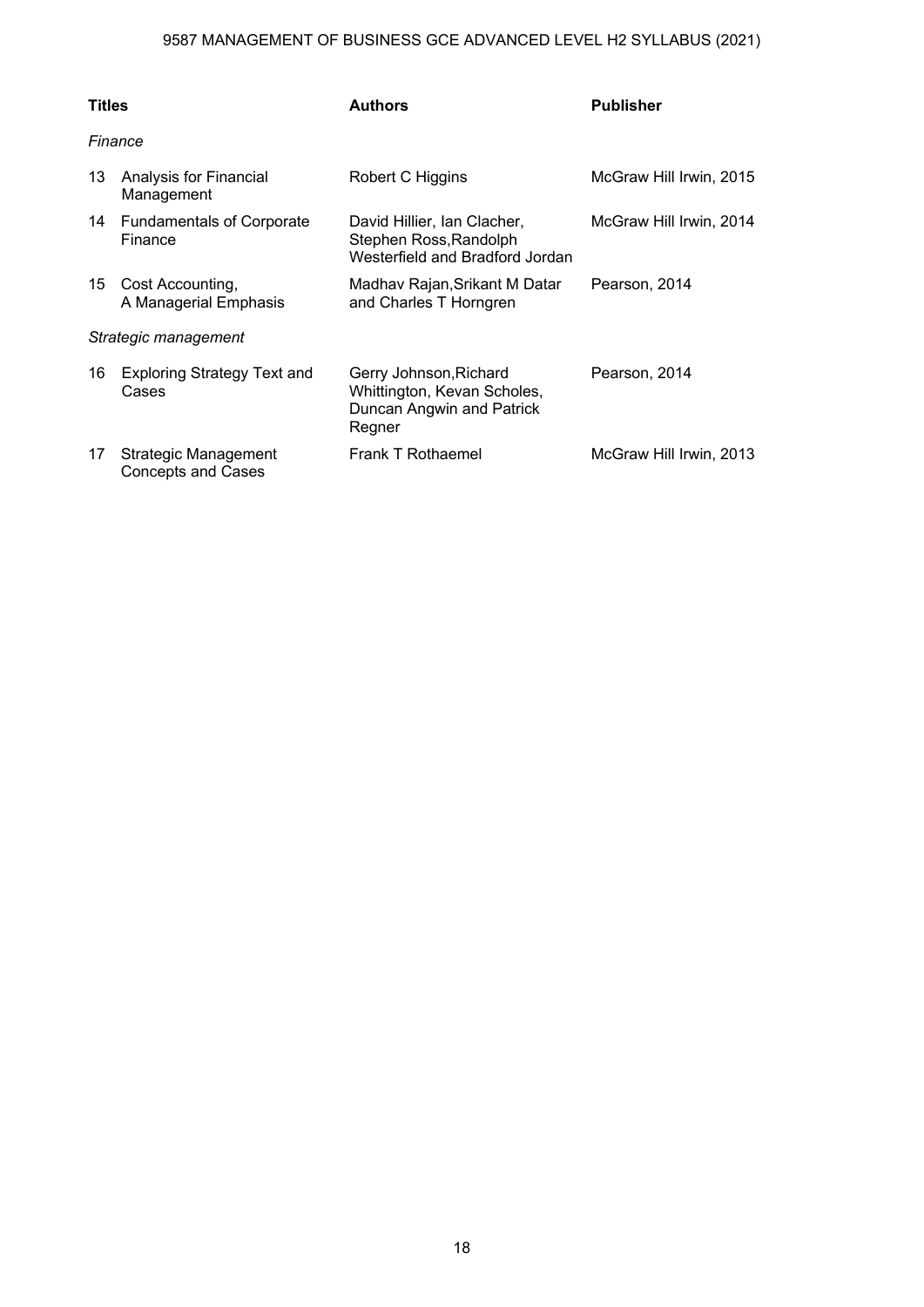| Titles | | Authors | Publisher |
| --- | --- | --- | --- |
| *Finance* | | | |
| 13 | Analysis for Financial Management | Robert C Higgins | McGraw Hill Irwin, 2015 |
| 14 | Fundamentals of Corporate Finance | David Hillier, Ian Clacher, Stephen Ross,Randolph Westerfield and Bradford Jordan | McGraw Hill Irwin, 2014 |
| 15 | Cost Accounting, A Managerial Emphasis | Madhav Rajan,Srikant M Datar and Charles T Horngren | Pearson, 2014 |
| *Strategic management* | | | |
| 16 | Exploring Strategy Text and Cases | Gerry Johnson,Richard Whittington, Kevan Scholes, Duncan Angwin and Patrick Regner | Pearson, 2014 |
| 17 | Strategic Management Concepts and Cases | Frank T Rothaemel | McGraw Hill Irwin, 2013 |